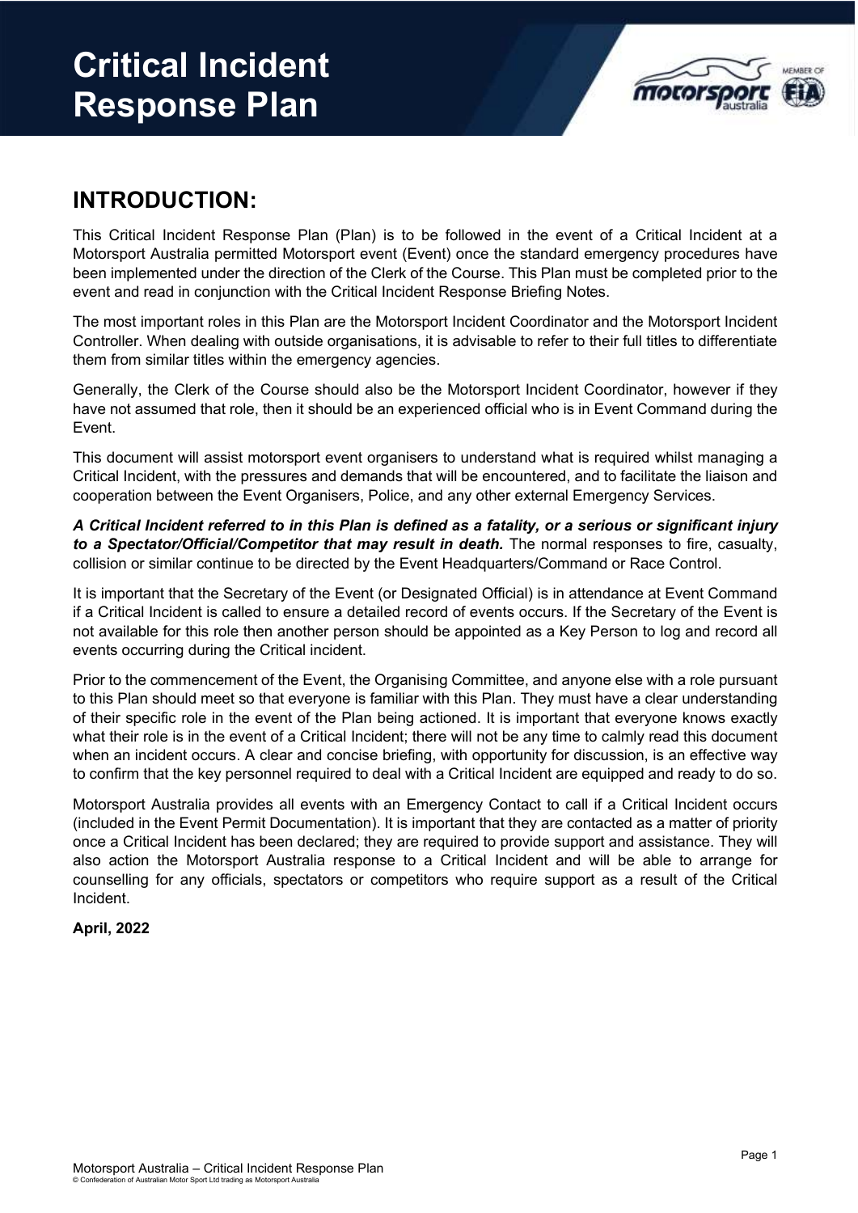# Critical Incident Response Plan

## INTRODUCTION:

This Critical Incident Response Plan (Plan) is to be followed in the event of a Critical Incident at a Motorsport Australia permitted Motorsport event (Event) once the standard emergency procedures have been implemented under the direction of the Clerk of the Course. This Plan must be completed prior to the event and read in conjunction with the Critical Incident Response Briefing Notes.

The most important roles in this Plan are the Motorsport Incident Coordinator and the Motorsport Incident Controller. When dealing with outside organisations, it is advisable to refer to their full titles to differentiate them from similar titles within the emergency agencies.

Generally, the Clerk of the Course should also be the Motorsport Incident Coordinator, however if they have not assumed that role, then it should be an experienced official who is in Event Command during the Event.

This document will assist motorsport event organisers to understand what is required whilst managing a Critical Incident, with the pressures and demands that will be encountered, and to facilitate the liaison and cooperation between the Event Organisers, Police, and any other external Emergency Services.

***A Critical Incident referred to in this Plan is defined as a fatality, or a serious or significant injury to a Spectator/Official/Competitor that may result in death.*** The normal responses to fire, casualty, collision or similar continue to be directed by the Event Headquarters/Command or Race Control.

It is important that the Secretary of the Event (or Designated Official) is in attendance at Event Command if a Critical Incident is called to ensure a detailed record of events occurs. If the Secretary of the Event is not available for this role then another person should be appointed as a Key Person to log and record all events occurring during the Critical incident.

Prior to the commencement of the Event, the Organising Committee, and anyone else with a role pursuant to this Plan should meet so that everyone is familiar with this Plan. They must have a clear understanding of their specific role in the event of the Plan being actioned. It is important that everyone knows exactly what their role is in the event of a Critical Incident; there will not be any time to calmly read this document when an incident occurs. A clear and concise briefing, with opportunity for discussion, is an effective way to confirm that the key personnel required to deal with a Critical Incident are equipped and ready to do so.

Motorsport Australia provides all events with an Emergency Contact to call if a Critical Incident occurs (included in the Event Permit Documentation). It is important that they are contacted as a matter of priority once a Critical Incident has been declared; they are required to provide support and assistance. They will also action the Motorsport Australia response to a Critical Incident and will be able to arrange for counselling for any officials, spectators or competitors who require support as a result of the Critical Incident.

**April, 2022**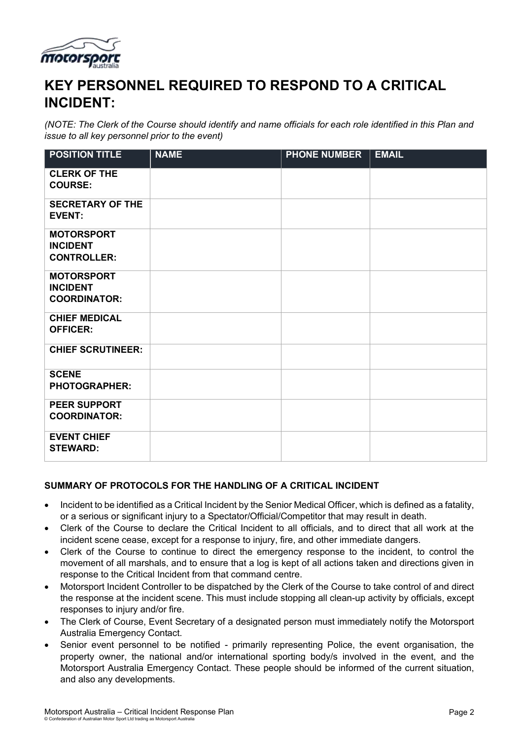# KEY PERSONNEL REQUIRED TO RESPOND TO A CRITICAL INCIDENT:

*(NOTE: The Clerk of the Course should identify and name officials for each role identified in this Plan and issue to all key personnel prior to the event)*

| POSITION TITLE | NAME | PHONE NUMBER | EMAIL |
|---|---|---|---|
| **CLERK OF THE COURSE:** | | | |
| **SECRETARY OF THE EVENT:** | | | |
| **MOTORSPORT INCIDENT CONTROLLER:** | | | |
| **MOTORSPORT INCIDENT COORDINATOR:** | | | |
| **CHIEF MEDICAL OFFICER:** | | | |
| **CHIEF SCRUTINEER:** | | | |
| **SCENE PHOTOGRAPHER:** | | | |
| **PEER SUPPORT COORDINATOR:** | | | |
| **EVENT CHIEF STEWARD:** | | | |

### SUMMARY OF PROTOCOLS FOR THE HANDLING OF A CRITICAL INCIDENT

- Incident to be identified as a Critical Incident by the Senior Medical Officer, which is defined as a fatality, or a serious or significant injury to a Spectator/Official/Competitor that may result in death.
- Clerk of the Course to declare the Critical Incident to all officials, and to direct that all work at the incident scene cease, except for a response to injury, fire, and other immediate dangers.
- Clerk of the Course to continue to direct the emergency response to the incident, to control the movement of all marshals, and to ensure that a log is kept of all actions taken and directions given in response to the Critical Incident from that command centre.
- Motorsport Incident Controller to be dispatched by the Clerk of the Course to take control of and direct the response at the incident scene. This must include stopping all clean-up activity by officials, except responses to injury and/or fire.
- The Clerk of Course, Event Secretary of a designated person must immediately notify the Motorsport Australia Emergency Contact.
- Senior event personnel to be notified - primarily representing Police, the event organisation, the property owner, the national and/or international sporting body/s involved in the event, and the Motorsport Australia Emergency Contact. These people should be informed of the current situation, and also any developments.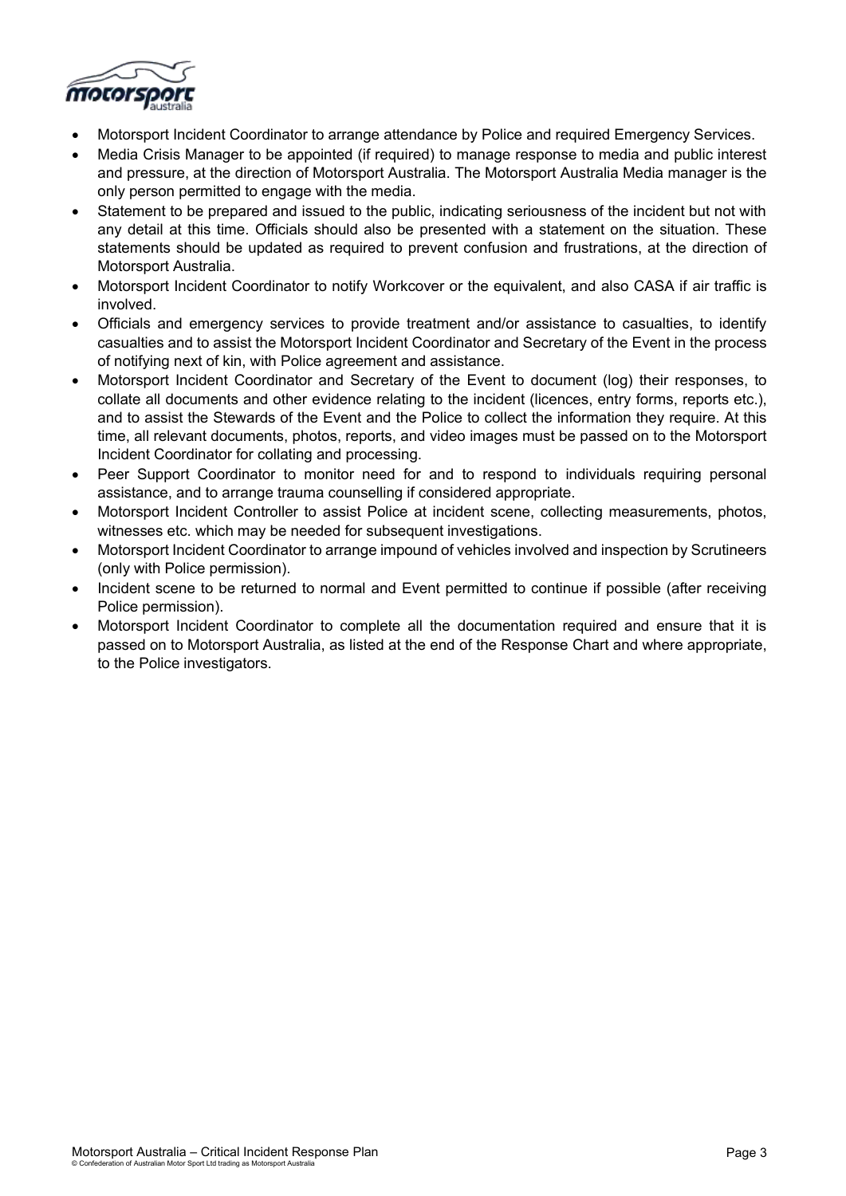- Motorsport Incident Coordinator to arrange attendance by Police and required Emergency Services.
- Media Crisis Manager to be appointed (if required) to manage response to media and public interest and pressure, at the direction of Motorsport Australia. The Motorsport Australia Media manager is the only person permitted to engage with the media.
- Statement to be prepared and issued to the public, indicating seriousness of the incident but not with any detail at this time. Officials should also be presented with a statement on the situation. These statements should be updated as required to prevent confusion and frustrations, at the direction of Motorsport Australia.
- Motorsport Incident Coordinator to notify Workcover or the equivalent, and also CASA if air traffic is involved.
- Officials and emergency services to provide treatment and/or assistance to casualties, to identify casualties and to assist the Motorsport Incident Coordinator and Secretary of the Event in the process of notifying next of kin, with Police agreement and assistance.
- Motorsport Incident Coordinator and Secretary of the Event to document (log) their responses, to collate all documents and other evidence relating to the incident (licences, entry forms, reports etc.), and to assist the Stewards of the Event and the Police to collect the information they require. At this time, all relevant documents, photos, reports, and video images must be passed on to the Motorsport Incident Coordinator for collating and processing.
- Peer Support Coordinator to monitor need for and to respond to individuals requiring personal assistance, and to arrange trauma counselling if considered appropriate.
- Motorsport Incident Controller to assist Police at incident scene, collecting measurements, photos, witnesses etc. which may be needed for subsequent investigations.
- Motorsport Incident Coordinator to arrange impound of vehicles involved and inspection by Scrutineers (only with Police permission).
- Incident scene to be returned to normal and Event permitted to continue if possible (after receiving Police permission).
- Motorsport Incident Coordinator to complete all the documentation required and ensure that it is passed on to Motorsport Australia, as listed at the end of the Response Chart and where appropriate, to the Police investigators.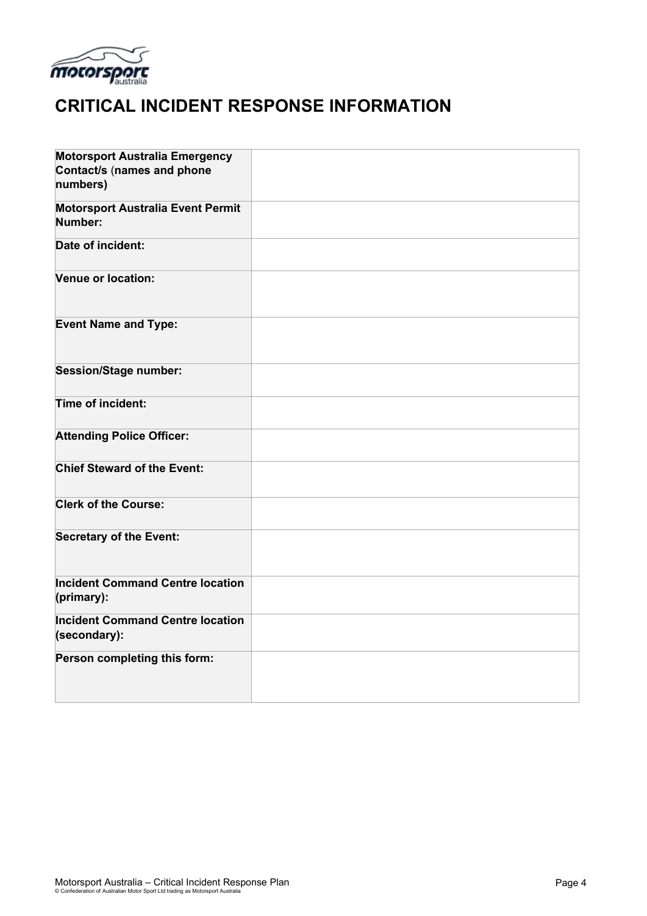# CRITICAL INCIDENT RESPONSE INFORMATION

| | |
|---|---|
| **Motorsport Australia Emergency Contact/s (names and phone numbers)** | |
| **Motorsport Australia Event Permit Number:** | |
| **Date of incident:** | |
| **Venue or location:** | |
| **Event Name and Type:** | |
| **Session/Stage number:** | |
| **Time of incident:** | |
| **Attending Police Officer:** | |
| **Chief Steward of the Event:** | |
| **Clerk of the Course:** | |
| **Secretary of the Event:** | |
| **Incident Command Centre location (primary):** | |
| **Incident Command Centre location (secondary):** | |
| **Person completing this form:** | |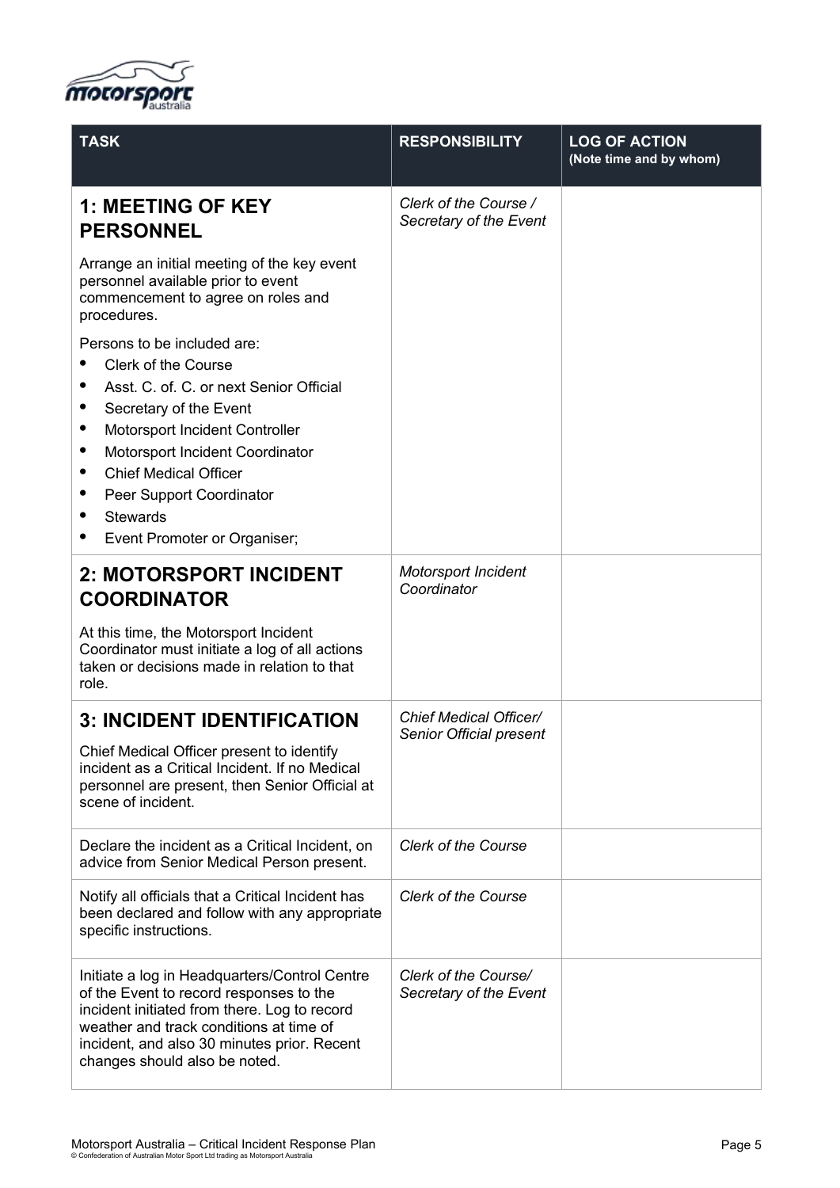| TASK | RESPONSIBILITY | LOG OF ACTION (Note time and by whom) |
|---|---|---|
| **1: MEETING OF KEY PERSONNEL**<br><br>Arrange an initial meeting of the key event personnel available prior to event commencement to agree on roles and procedures.<br><br>Persons to be included are:<br>• Clerk of the Course<br>• Asst. C. of. C. or next Senior Official<br>• Secretary of the Event<br>• Motorsport Incident Controller<br>• Motorsport Incident Coordinator<br>• Chief Medical Officer<br>• Peer Support Coordinator<br>• Stewards<br>• Event Promoter or Organiser; | *Clerk of the Course / Secretary of the Event* | |
| **2: MOTORSPORT INCIDENT COORDINATOR**<br><br>At this time, the Motorsport Incident Coordinator must initiate a log of all actions taken or decisions made in relation to that role. | *Motorsport Incident Coordinator* | |
| **3: INCIDENT IDENTIFICATION**<br><br>Chief Medical Officer present to identify incident as a Critical Incident. If no Medical personnel are present, then Senior Official at scene of incident. | *Chief Medical Officer/ Senior Official present* | |
| Declare the incident as a Critical Incident, on advice from Senior Medical Person present. | *Clerk of the Course* | |
| Notify all officials that a Critical Incident has been declared and follow with any appropriate specific instructions. | *Clerk of the Course* | |
| Initiate a log in Headquarters/Control Centre of the Event to record responses to the incident initiated from there. Log to record weather and track conditions at time of incident, and also 30 minutes prior. Recent changes should also be noted. | *Clerk of the Course/ Secretary of the Event* | |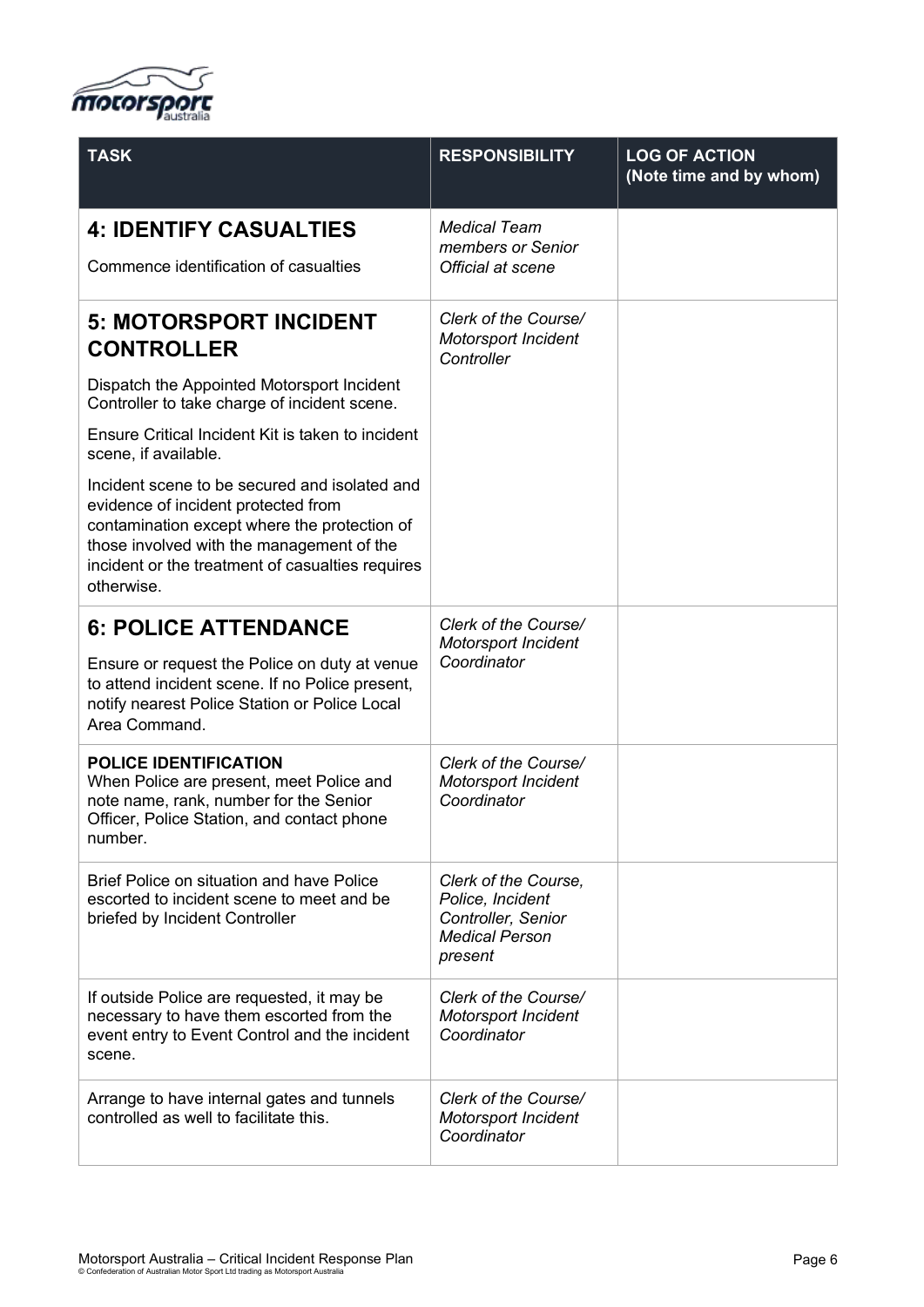| TASK | RESPONSIBILITY | LOG OF ACTION (Note time and by whom) |
|---|---|---|
| **4: IDENTIFY CASUALTIES**<br>Commence identification of casualties | *Medical Team members or Senior Official at scene* | |
| **5: MOTORSPORT INCIDENT CONTROLLER**<br>Dispatch the Appointed Motorsport Incident Controller to take charge of incident scene.<br>Ensure Critical Incident Kit is taken to incident scene, if available.<br>Incident scene to be secured and isolated and evidence of incident protected from contamination except where the protection of those involved with the management of the incident or the treatment of casualties requires otherwise. | *Clerk of the Course/ Motorsport Incident Controller* | |
| **6: POLICE ATTENDANCE**<br>Ensure or request the Police on duty at venue to attend incident scene. If no Police present, notify nearest Police Station or Police Local Area Command. | *Clerk of the Course/ Motorsport Incident Coordinator* | |
| **POLICE IDENTIFICATION**<br>When Police are present, meet Police and note name, rank, number for the Senior Officer, Police Station, and contact phone number. | *Clerk of the Course/ Motorsport Incident Coordinator* | |
| Brief Police on situation and have Police escorted to incident scene to meet and be briefed by Incident Controller | *Clerk of the Course, Police, Incident Controller, Senior Medical Person present* | |
| If outside Police are requested, it may be necessary to have them escorted from the event entry to Event Control and the incident scene. | *Clerk of the Course/ Motorsport Incident Coordinator* | |
| Arrange to have internal gates and tunnels controlled as well to facilitate this. | *Clerk of the Course/ Motorsport Incident Coordinator* | |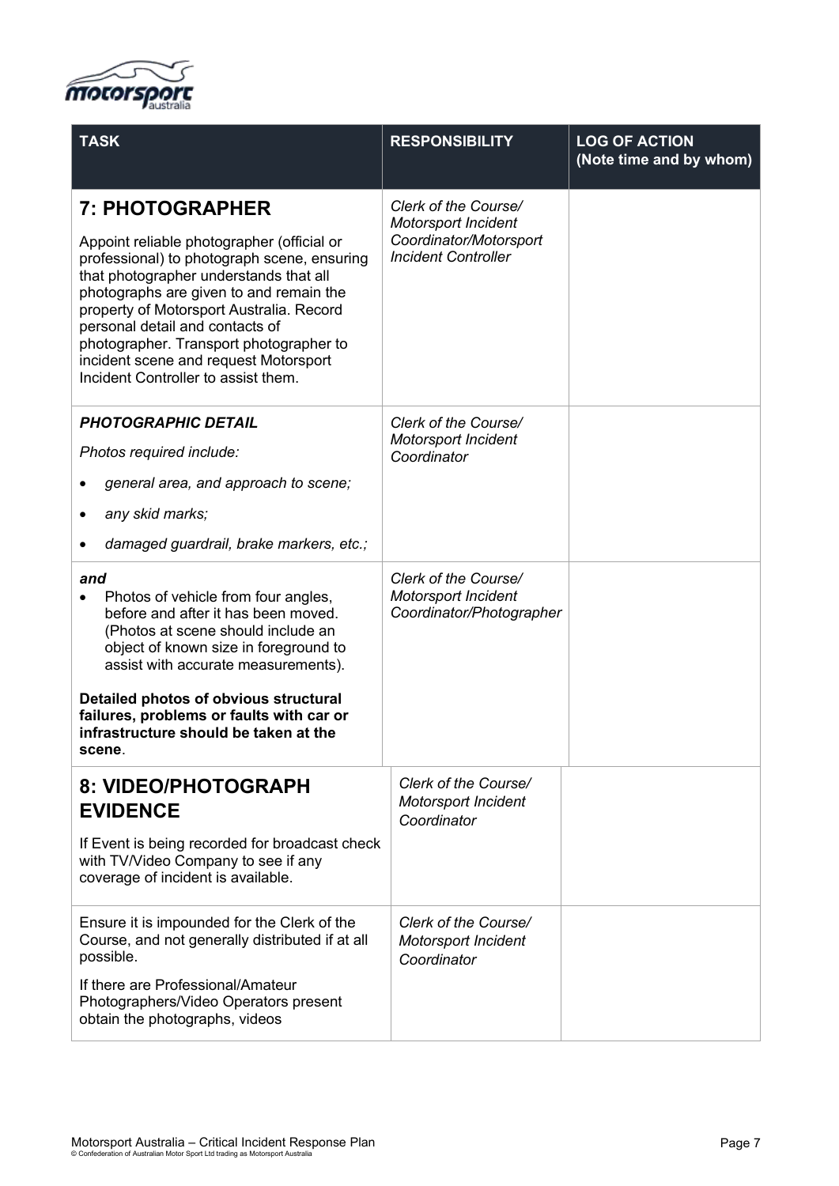| TASK | RESPONSIBILITY | LOG OF ACTION (Note time and by whom) |
|---|---|---|
| **7: PHOTOGRAPHER**<br><br>Appoint reliable photographer (official or professional) to photograph scene, ensuring that photographer understands that all photographs are given to and remain the property of Motorsport Australia. Record personal detail and contacts of photographer. Transport photographer to incident scene and request Motorsport Incident Controller to assist them. | *Clerk of the Course/ Motorsport Incident Coordinator/Motorsport Incident Controller* | |
| ***PHOTOGRAPHIC DETAIL***<br><br>*Photos required include:*<br>• *general area, and approach to scene;*<br>• *any skid marks;*<br>• *damaged guardrail, brake markers, etc.;* | *Clerk of the Course/ Motorsport Incident Coordinator* | |
| ***and***<br>• Photos of vehicle from four angles, before and after it has been moved. (Photos at scene should include an object of known size in foreground to assist with accurate measurements).<br><br>**Detailed photos of obvious structural failures, problems or faults with car or infrastructure should be taken at the scene**. | *Clerk of the Course/ Motorsport Incident Coordinator/Photographer* | |
| **8: VIDEO/PHOTOGRAPH EVIDENCE**<br><br>If Event is being recorded for broadcast check with TV/Video Company to see if any coverage of incident is available. | *Clerk of the Course/ Motorsport Incident Coordinator* | |
| Ensure it is impounded for the Clerk of the Course, and not generally distributed if at all possible.<br><br>If there are Professional/Amateur Photographers/Video Operators present obtain the photographs, videos | *Clerk of the Course/ Motorsport Incident Coordinator* | |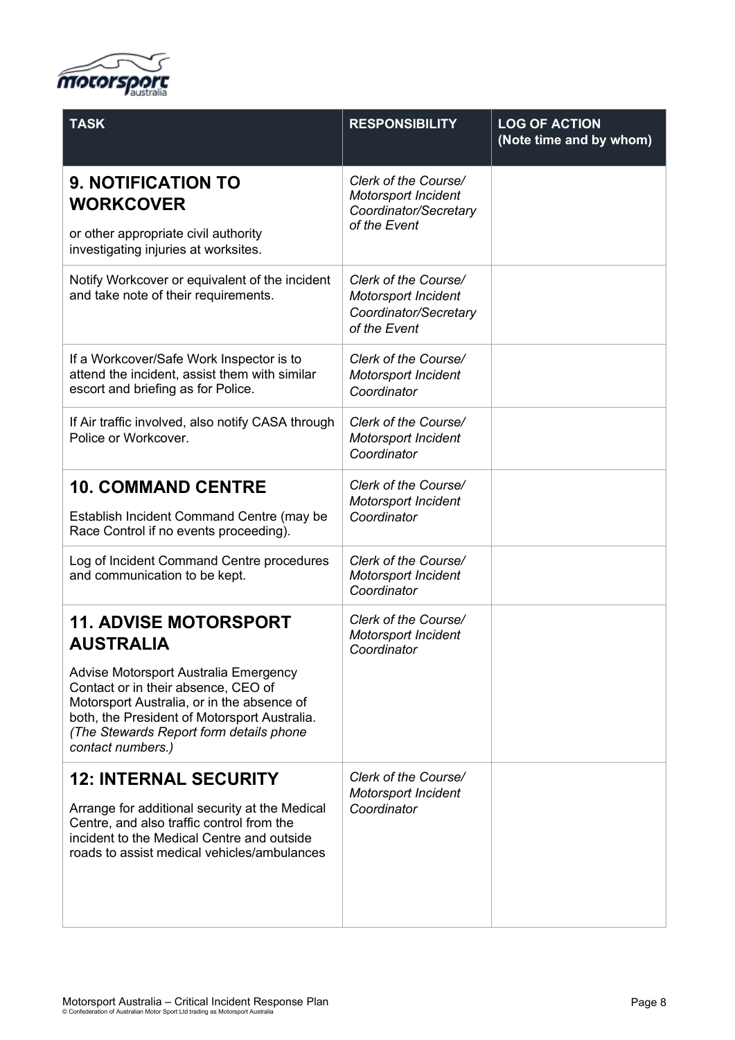| TASK | RESPONSIBILITY | LOG OF ACTION (Note time and by whom) |
|---|---|---|
| **9. NOTIFICATION TO WORKCOVER**<br>or other appropriate civil authority investigating injuries at worksites. | *Clerk of the Course/ Motorsport Incident Coordinator/Secretary of the Event* | |
| Notify Workcover or equivalent of the incident and take note of their requirements. | *Clerk of the Course/ Motorsport Incident Coordinator/Secretary of the Event* | |
| If a Workcover/Safe Work Inspector is to attend the incident, assist them with similar escort and briefing as for Police. | *Clerk of the Course/ Motorsport Incident Coordinator* | |
| If Air traffic involved, also notify CASA through Police or Workcover. | *Clerk of the Course/ Motorsport Incident Coordinator* | |
| **10. COMMAND CENTRE**<br>Establish Incident Command Centre (may be Race Control if no events proceeding). | *Clerk of the Course/ Motorsport Incident Coordinator* | |
| Log of Incident Command Centre procedures and communication to be kept. | *Clerk of the Course/ Motorsport Incident Coordinator* | |
| **11. ADVISE MOTORSPORT AUSTRALIA**<br>Advise Motorsport Australia Emergency Contact or in their absence, CEO of Motorsport Australia, or in the absence of both, the President of Motorsport Australia. *(The Stewards Report form details phone contact numbers.)* | *Clerk of the Course/ Motorsport Incident Coordinator* | |
| **12: INTERNAL SECURITY**<br>Arrange for additional security at the Medical Centre, and also traffic control from the incident to the Medical Centre and outside roads to assist medical vehicles/ambulances | *Clerk of the Course/ Motorsport Incident Coordinator* | |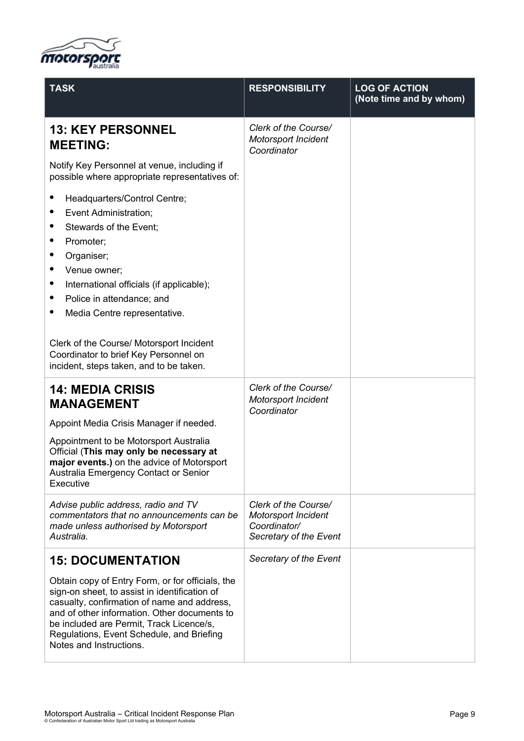| TASK | RESPONSIBILITY | LOG OF ACTION (Note time and by whom) |
|---|---|---|
| **13: KEY PERSONNEL MEETING:**<br><br>Notify Key Personnel at venue, including if possible where appropriate representatives of:<br><br>• Headquarters/Control Centre;<br>• Event Administration;<br>• Stewards of the Event;<br>• Promoter;<br>• Organiser;<br>• Venue owner;<br>• International officials (if applicable);<br>• Police in attendance; and<br>• Media Centre representative.<br><br>Clerk of the Course/ Motorsport Incident Coordinator to brief Key Personnel on incident, steps taken, and to be taken. | *Clerk of the Course/ Motorsport Incident Coordinator* | |
| **14: MEDIA CRISIS MANAGEMENT**<br><br>Appoint Media Crisis Manager if needed.<br><br>Appointment to be Motorsport Australia Official (**This may only be necessary at major events.**) on the advice of Motorsport Australia Emergency Contact or Senior Executive | *Clerk of the Course/ Motorsport Incident Coordinator* | |
| *Advise public address, radio and TV commentators that no announcements can be made unless authorised by Motorsport Australia.* | *Clerk of the Course/ Motorsport Incident Coordinator/ Secretary of the Event* | |
| **15: DOCUMENTATION**<br><br>Obtain copy of Entry Form, or for officials, the sign-on sheet, to assist in identification of casualty, confirmation of name and address, and of other information. Other documents to be included are Permit, Track Licence/s, Regulations, Event Schedule, and Briefing Notes and Instructions. | *Secretary of the Event* | |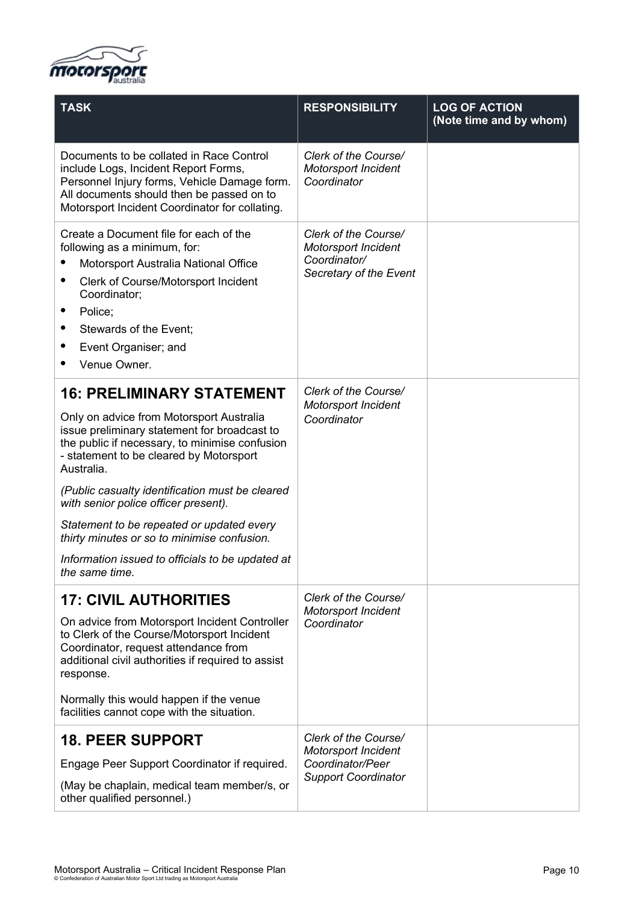| TASK | RESPONSIBILITY | LOG OF ACTION (Note time and by whom) |
|---|---|---|
| Documents to be collated in Race Control include Logs, Incident Report Forms, Personnel Injury forms, Vehicle Damage form. All documents should then be passed on to Motorsport Incident Coordinator for collating. | *Clerk of the Course/ Motorsport Incident Coordinator* | |
| Create a Document file for each of the following as a minimum, for:<br>• Motorsport Australia National Office<br>• Clerk of Course/Motorsport Incident Coordinator;<br>• Police;<br>• Stewards of the Event;<br>• Event Organiser; and<br>• Venue Owner. | *Clerk of the Course/ Motorsport Incident Coordinator/ Secretary of the Event* | |
| **16: PRELIMINARY STATEMENT**<br>Only on advice from Motorsport Australia issue preliminary statement for broadcast to the public if necessary, to minimise confusion - statement to be cleared by Motorsport Australia.<br>*(Public casualty identification must be cleared with senior police officer present).*<br>*Statement to be repeated or updated every thirty minutes or so to minimise confusion.*<br>*Information issued to officials to be updated at the same time.* | *Clerk of the Course/ Motorsport Incident Coordinator* | |
| **17: CIVIL AUTHORITIES**<br>On advice from Motorsport Incident Controller to Clerk of the Course/Motorsport Incident Coordinator, request attendance from additional civil authorities if required to assist response.<br>Normally this would happen if the venue facilities cannot cope with the situation. | *Clerk of the Course/ Motorsport Incident Coordinator* | |
| **18. PEER SUPPORT**<br>Engage Peer Support Coordinator if required.<br>(May be chaplain, medical team member/s, or other qualified personnel.) | *Clerk of the Course/ Motorsport Incident Coordinator/Peer Support Coordinator* | |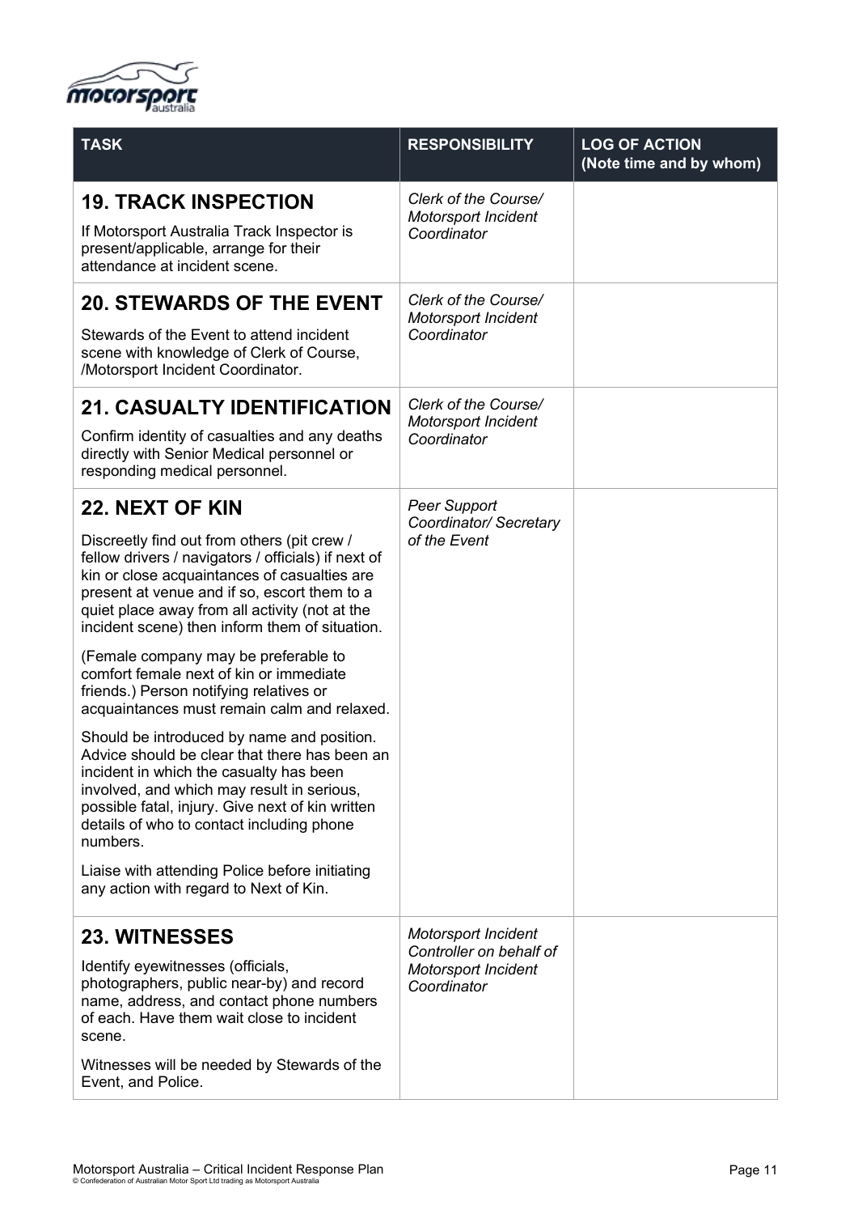| TASK | RESPONSIBILITY | LOG OF ACTION (Note time and by whom) |
|---|---|---|
| **19. TRACK INSPECTION**<br><br>If Motorsport Australia Track Inspector is present/applicable, arrange for their attendance at incident scene. | *Clerk of the Course/ Motorsport Incident Coordinator* | |
| **20. STEWARDS OF THE EVENT**<br><br>Stewards of the Event to attend incident scene with knowledge of Clerk of Course, /Motorsport Incident Coordinator. | *Clerk of the Course/ Motorsport Incident Coordinator* | |
| **21. CASUALTY IDENTIFICATION**<br><br>Confirm identity of casualties and any deaths directly with Senior Medical personnel or responding medical personnel. | *Clerk of the Course/ Motorsport Incident Coordinator* | |
| **22. NEXT OF KIN**<br><br>Discreetly find out from others (pit crew / fellow drivers / navigators / officials) if next of kin or close acquaintances of casualties are present at venue and if so, escort them to a quiet place away from all activity (not at the incident scene) then inform them of situation.<br><br>(Female company may be preferable to comfort female next of kin or immediate friends.) Person notifying relatives or acquaintances must remain calm and relaxed.<br><br>Should be introduced by name and position. Advice should be clear that there has been an incident in which the casualty has been involved, and which may result in serious, possible fatal, injury. Give next of kin written details of who to contact including phone numbers.<br><br>Liaise with attending Police before initiating any action with regard to Next of Kin. | *Peer Support Coordinator/ Secretary of the Event* | |
| **23. WITNESSES**<br><br>Identify eyewitnesses (officials, photographers, public near-by) and record name, address, and contact phone numbers of each. Have them wait close to incident scene.<br><br>Witnesses will be needed by Stewards of the Event, and Police. | *Motorsport Incident Controller on behalf of Motorsport Incident Coordinator* | |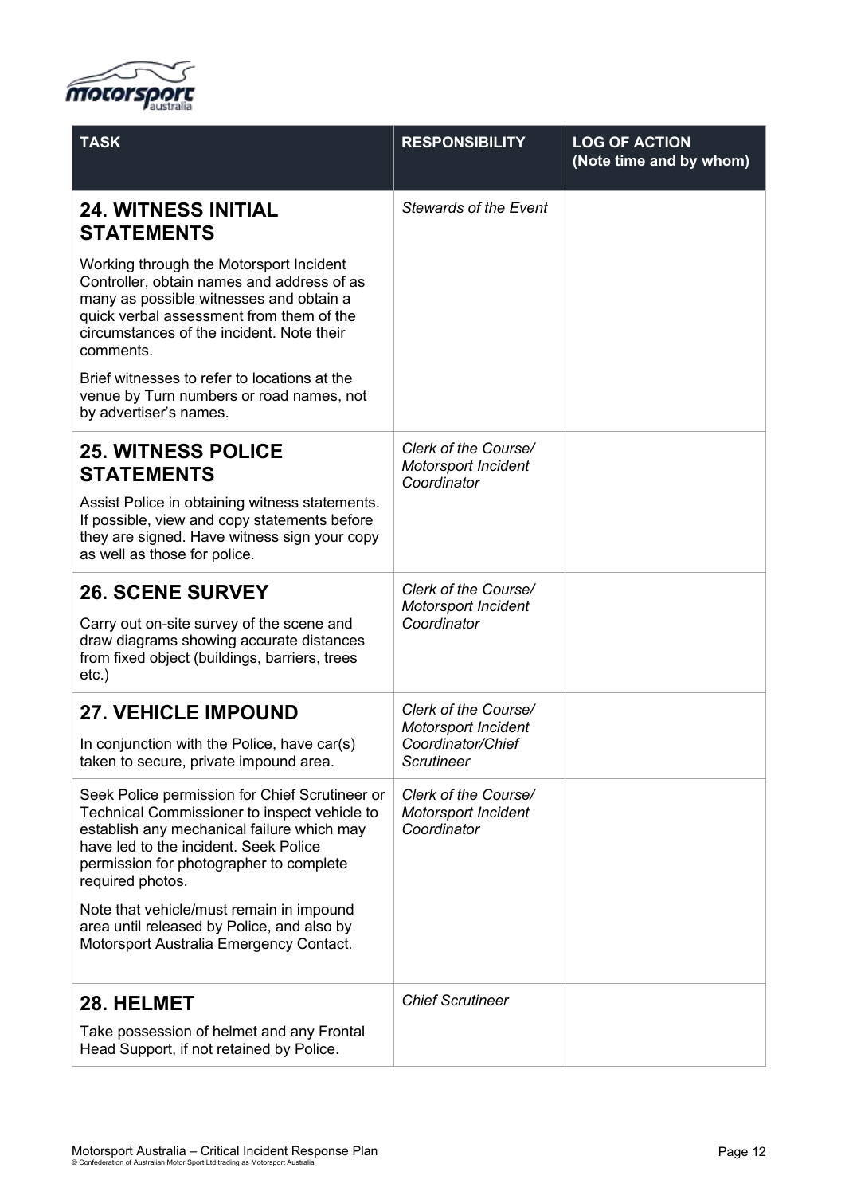| TASK | RESPONSIBILITY | LOG OF ACTION (Note time and by whom) |
|---|---|---|
| **24. WITNESS INITIAL STATEMENTS**<br><br>Working through the Motorsport Incident Controller, obtain names and address of as many as possible witnesses and obtain a quick verbal assessment from them of the circumstances of the incident. Note their comments.<br><br>Brief witnesses to refer to locations at the venue by Turn numbers or road names, not by advertiser's names. | *Stewards of the Event* | |
| **25. WITNESS POLICE STATEMENTS**<br><br>Assist Police in obtaining witness statements. If possible, view and copy statements before they are signed. Have witness sign your copy as well as those for police. | *Clerk of the Course/ Motorsport Incident Coordinator* | |
| **26. SCENE SURVEY**<br><br>Carry out on-site survey of the scene and draw diagrams showing accurate distances from fixed object (buildings, barriers, trees etc.) | *Clerk of the Course/ Motorsport Incident Coordinator* | |
| **27. VEHICLE IMPOUND**<br><br>In conjunction with the Police, have car(s) taken to secure, private impound area. | *Clerk of the Course/ Motorsport Incident Coordinator/Chief Scrutineer* | |
| Seek Police permission for Chief Scrutineer or Technical Commissioner to inspect vehicle to establish any mechanical failure which may have led to the incident. Seek Police permission for photographer to complete required photos.<br><br>Note that vehicle/must remain in impound area until released by Police, and also by Motorsport Australia Emergency Contact. | *Clerk of the Course/ Motorsport Incident Coordinator* | |
| **28. HELMET**<br><br>Take possession of helmet and any Frontal Head Support, if not retained by Police. | *Chief Scrutineer* | |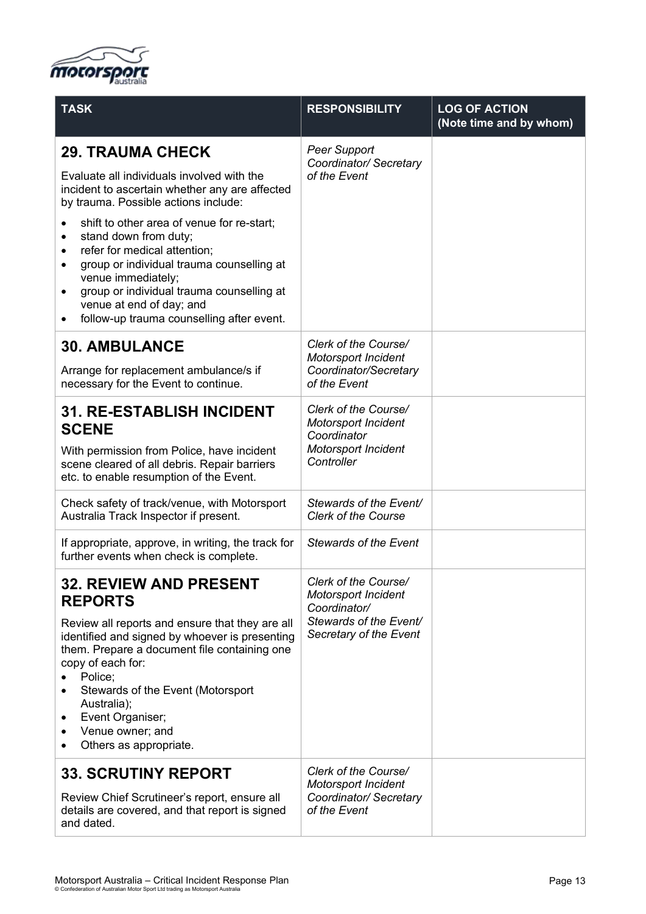| TASK | RESPONSIBILITY | LOG OF ACTION (Note time and by whom) |
|---|---|---|
| **29. TRAUMA CHECK**<br><br>Evaluate all individuals involved with the incident to ascertain whether any are affected by trauma. Possible actions include:<br>• shift to other area of venue for re-start;<br>• stand down from duty;<br>• refer for medical attention;<br>• group or individual trauma counselling at venue immediately;<br>• group or individual trauma counselling at venue at end of day; and<br>• follow-up trauma counselling after event. | *Peer Support Coordinator/ Secretary of the Event* | |
| **30. AMBULANCE**<br><br>Arrange for replacement ambulance/s if necessary for the Event to continue. | *Clerk of the Course/ Motorsport Incident Coordinator/Secretary of the Event* | |
| **31. RE-ESTABLISH INCIDENT SCENE**<br><br>With permission from Police, have incident scene cleared of all debris. Repair barriers etc. to enable resumption of the Event. | *Clerk of the Course/ Motorsport Incident Coordinator Motorsport Incident Controller* | |
| Check safety of track/venue, with Motorsport Australia Track Inspector if present. | *Stewards of the Event/ Clerk of the Course* | |
| If appropriate, approve, in writing, the track for further events when check is complete. | *Stewards of the Event* | |
| **32. REVIEW AND PRESENT REPORTS**<br><br>Review all reports and ensure that they are all identified and signed by whoever is presenting them. Prepare a document file containing one copy of each for:<br>• Police;<br>• Stewards of the Event (Motorsport Australia);<br>• Event Organiser;<br>• Venue owner; and<br>• Others as appropriate. | *Clerk of the Course/ Motorsport Incident Coordinator/ Stewards of the Event/ Secretary of the Event* | |
| **33. SCRUTINY REPORT**<br><br>Review Chief Scrutineer's report, ensure all details are covered, and that report is signed and dated. | *Clerk of the Course/ Motorsport Incident Coordinator/ Secretary of the Event* | |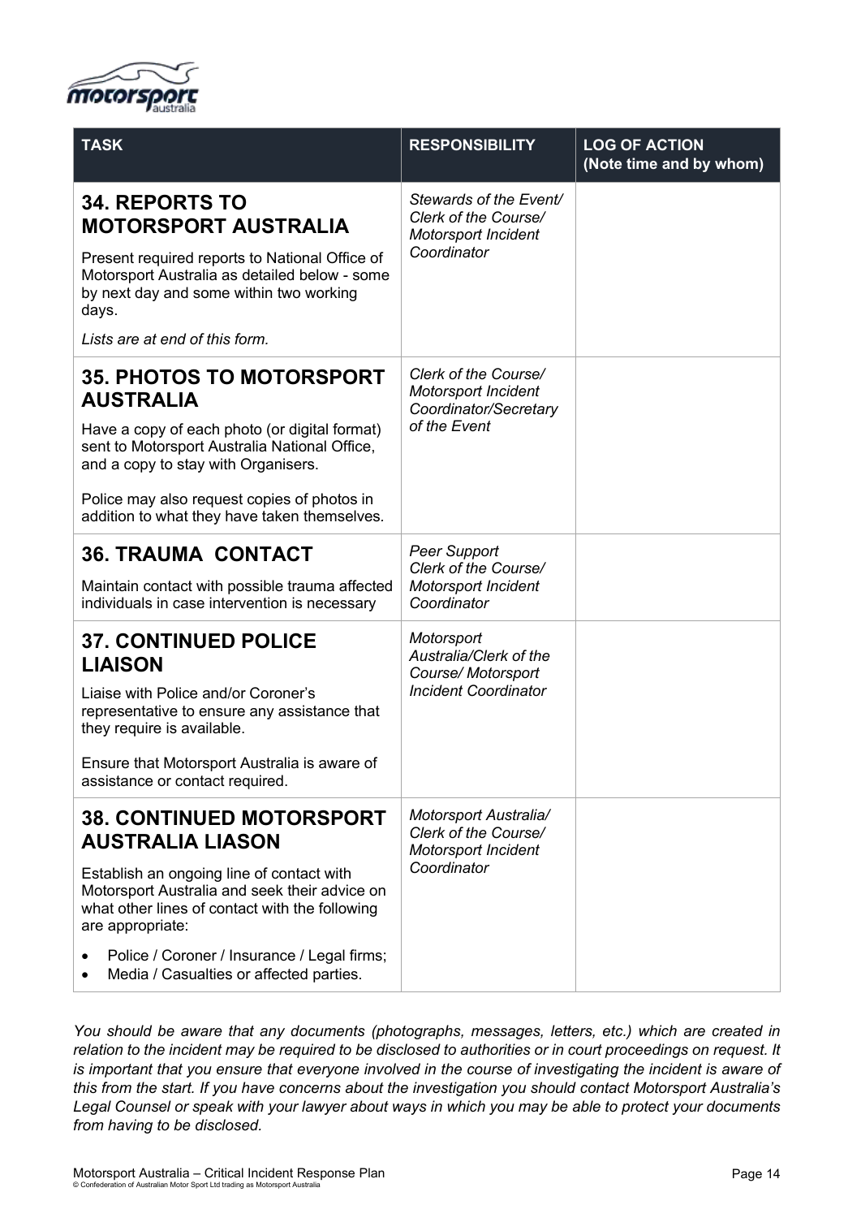| TASK | RESPONSIBILITY | LOG OF ACTION (Note time and by whom) |
|---|---|---|
| **34. REPORTS TO MOTORSPORT AUSTRALIA**<br><br>Present required reports to National Office of Motorsport Australia as detailed below - some by next day and some within two working days.<br><br>*Lists are at end of this form.* | *Stewards of the Event/ Clerk of the Course/ Motorsport Incident Coordinator* | |
| **35. PHOTOS TO MOTORSPORT AUSTRALIA**<br><br>Have a copy of each photo (or digital format) sent to Motorsport Australia National Office, and a copy to stay with Organisers.<br><br>Police may also request copies of photos in addition to what they have taken themselves. | *Clerk of the Course/ Motorsport Incident Coordinator/Secretary of the Event* | |
| **36. TRAUMA CONTACT**<br><br>Maintain contact with possible trauma affected individuals in case intervention is necessary | *Peer Support Clerk of the Course/ Motorsport Incident Coordinator* | |
| **37. CONTINUED POLICE LIAISON**<br><br>Liaise with Police and/or Coroner's representative to ensure any assistance that they require is available.<br><br>Ensure that Motorsport Australia is aware of assistance or contact required. | *Motorsport Australia/Clerk of the Course/ Motorsport Incident Coordinator* | |
| **38. CONTINUED MOTORSPORT AUSTRALIA LIASON**<br><br>Establish an ongoing line of contact with Motorsport Australia and seek their advice on what other lines of contact with the following are appropriate:<br><br>• Police / Coroner / Insurance / Legal firms;<br>• Media / Casualties or affected parties. | *Motorsport Australia/ Clerk of the Course/ Motorsport Incident Coordinator* | |

*You should be aware that any documents (photographs, messages, letters, etc.) which are created in relation to the incident may be required to be disclosed to authorities or in court proceedings on request. It is important that you ensure that everyone involved in the course of investigating the incident is aware of this from the start. If you have concerns about the investigation you should contact Motorsport Australia's Legal Counsel or speak with your lawyer about ways in which you may be able to protect your documents from having to be disclosed.*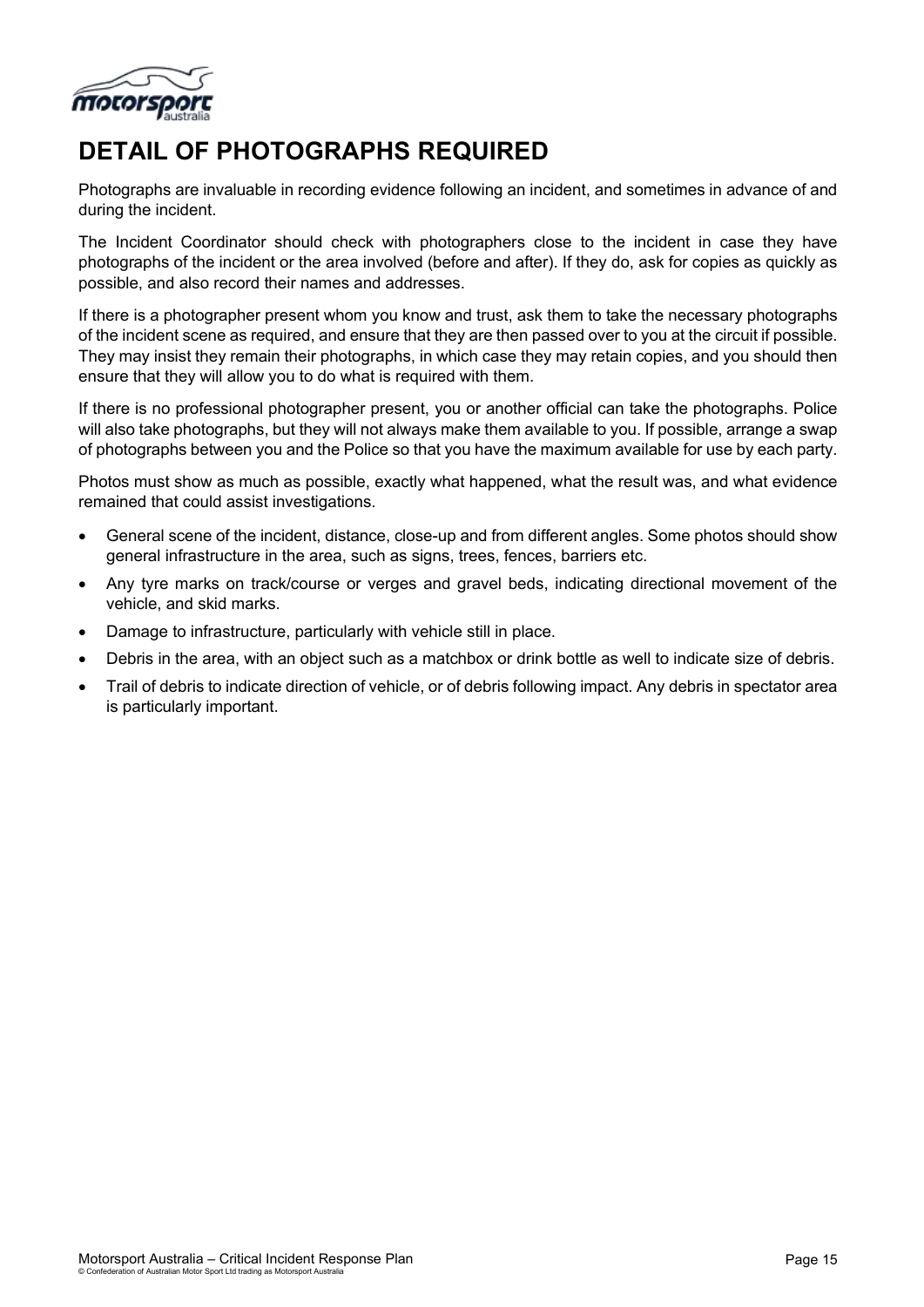# DETAIL OF PHOTOGRAPHS REQUIRED

Photographs are invaluable in recording evidence following an incident, and sometimes in advance of and during the incident.

The Incident Coordinator should check with photographers close to the incident in case they have photographs of the incident or the area involved (before and after). If they do, ask for copies as quickly as possible, and also record their names and addresses.

If there is a photographer present whom you know and trust, ask them to take the necessary photographs of the incident scene as required, and ensure that they are then passed over to you at the circuit if possible. They may insist they remain their photographs, in which case they may retain copies, and you should then ensure that they will allow you to do what is required with them.

If there is no professional photographer present, you or another official can take the photographs. Police will also take photographs, but they will not always make them available to you. If possible, arrange a swap of photographs between you and the Police so that you have the maximum available for use by each party.

Photos must show as much as possible, exactly what happened, what the result was, and what evidence remained that could assist investigations.

- General scene of the incident, distance, close-up and from different angles. Some photos should show general infrastructure in the area, such as signs, trees, fences, barriers etc.
- Any tyre marks on track/course or verges and gravel beds, indicating directional movement of the vehicle, and skid marks.
- Damage to infrastructure, particularly with vehicle still in place.
- Debris in the area, with an object such as a matchbox or drink bottle as well to indicate size of debris.
- Trail of debris to indicate direction of vehicle, or of debris following impact. Any debris in spectator area is particularly important.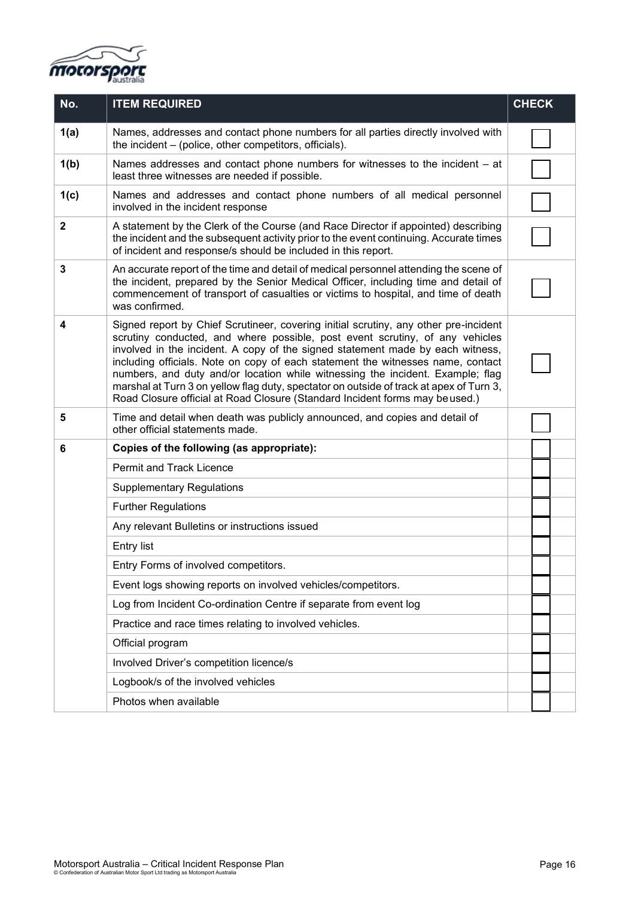| No. | ITEM REQUIRED | CHECK |
|---|---|---|
| 1(a) | Names, addresses and contact phone numbers for all parties directly involved with the incident – (police, other competitors, officials). | ☐ |
| 1(b) | Names addresses and contact phone numbers for witnesses to the incident – at least three witnesses are needed if possible. | ☐ |
| 1(c) | Names and addresses and contact phone numbers of all medical personnel involved in the incident response | ☐ |
| 2 | A statement by the Clerk of the Course (and Race Director if appointed) describing the incident and the subsequent activity prior to the event continuing. Accurate times of incident and response/s should be included in this report. | ☐ |
| 3 | An accurate report of the time and detail of medical personnel attending the scene of the incident, prepared by the Senior Medical Officer, including time and detail of commencement of transport of casualties or victims to hospital, and time of death was confirmed. | ☐ |
| 4 | Signed report by Chief Scrutineer, covering initial scrutiny, any other pre-incident scrutiny conducted, and where possible, post event scrutiny, of any vehicles involved in the incident. A copy of the signed statement made by each witness, including officials. Note on copy of each statement the witnesses name, contact numbers, and duty and/or location while witnessing the incident. Example; flag marshal at Turn 3 on yellow flag duty, spectator on outside of track at apex of Turn 3, Road Closure official at Road Closure (Standard Incident forms may be used.) | ☐ |
| 5 | Time and detail when death was publicly announced, and copies and detail of other official statements made. | ☐ |
| 6 | **Copies of the following (as appropriate):** | ☐ |
| | Permit and Track Licence | ☐ |
| | Supplementary Regulations | ☐ |
| | Further Regulations | ☐ |
| | Any relevant Bulletins or instructions issued | ☐ |
| | Entry list | ☐ |
| | Entry Forms of involved competitors. | ☐ |
| | Event logs showing reports on involved vehicles/competitors. | ☐ |
| | Log from Incident Co-ordination Centre if separate from event log | ☐ |
| | Practice and race times relating to involved vehicles. | ☐ |
| | Official program | ☐ |
| | Involved Driver's competition licence/s | ☐ |
| | Logbook/s of the involved vehicles | ☐ |
| | Photos when available | ☐ |